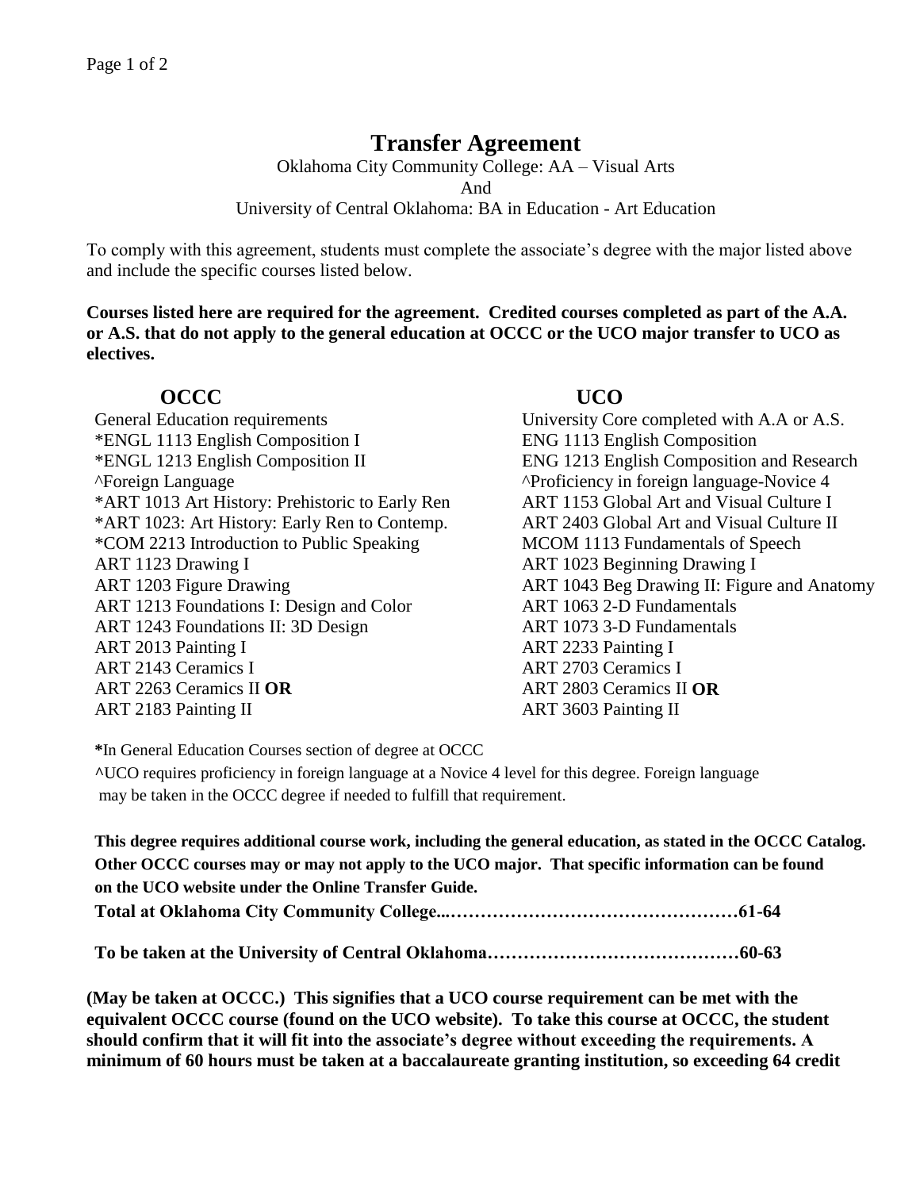# Transfer Agreement

Oklahoma City Community College: AA – Visual Arts
And
University of Central Oklahoma: BA in Education - Art Education

To comply with this agreement, students must complete the associate's degree with the major listed above and include the specific courses listed below.

**Courses listed here are required for the agreement. Credited courses completed as part of the A.A. or A.S. that do not apply to the general education at OCCC or the UCO major transfer to UCO as electives.**

| OCCC | UCO |
|---|---|
| General Education requirements | University Core completed with A.A or A.S. |
| *ENGL 1113 English Composition I | ENG 1113 English Composition |
| *ENGL 1213 English Composition II | ENG 1213 English Composition and Research |
| ^Foreign Language | ^Proficiency in foreign language-Novice 4 |
| *ART 1013 Art History: Prehistoric to Early Ren | ART 1153 Global Art and Visual Culture I |
| *ART 1023: Art History: Early Ren to Contemp. | ART 2403 Global Art and Visual Culture II |
| *COM 2213 Introduction to Public Speaking | MCOM 1113 Fundamentals of Speech |
| ART 1123 Drawing I | ART 1023 Beginning Drawing I |
| ART 1203 Figure Drawing | ART 1043 Beg Drawing II: Figure and Anatomy |
| ART 1213 Foundations I: Design and Color | ART 1063 2-D Fundamentals |
| ART 1243 Foundations II: 3D Design | ART 1073 3-D Fundamentals |
| ART 2013 Painting I | ART 2233 Painting I |
| ART 2143 Ceramics I | ART 2703 Ceramics I |
| ART 2263 Ceramics II **OR** | ART 2803 Ceramics II **OR** |
| ART 2183 Painting II | ART 3603 Painting II |

**\***In General Education Courses section of degree at OCCC

**^**UCO requires proficiency in foreign language at a Novice 4 level for this degree. Foreign language may be taken in the OCCC degree if needed to fulfill that requirement.

**This degree requires additional course work, including the general education, as stated in the OCCC Catalog. Other OCCC courses may or may not apply to the UCO major. That specific information can be found on the UCO website under the Online Transfer Guide.**

**Total at Oklahoma City Community College...…………………………………………61-64**

**To be taken at the University of Central Oklahoma……………………………………60-63**

**(May be taken at OCCC.) This signifies that a UCO course requirement can be met with the equivalent OCCC course (found on the UCO website). To take this course at OCCC, the student should confirm that it will fit into the associate's degree without exceeding the requirements. A minimum of 60 hours must be taken at a baccalaureate granting institution, so exceeding 64 credit**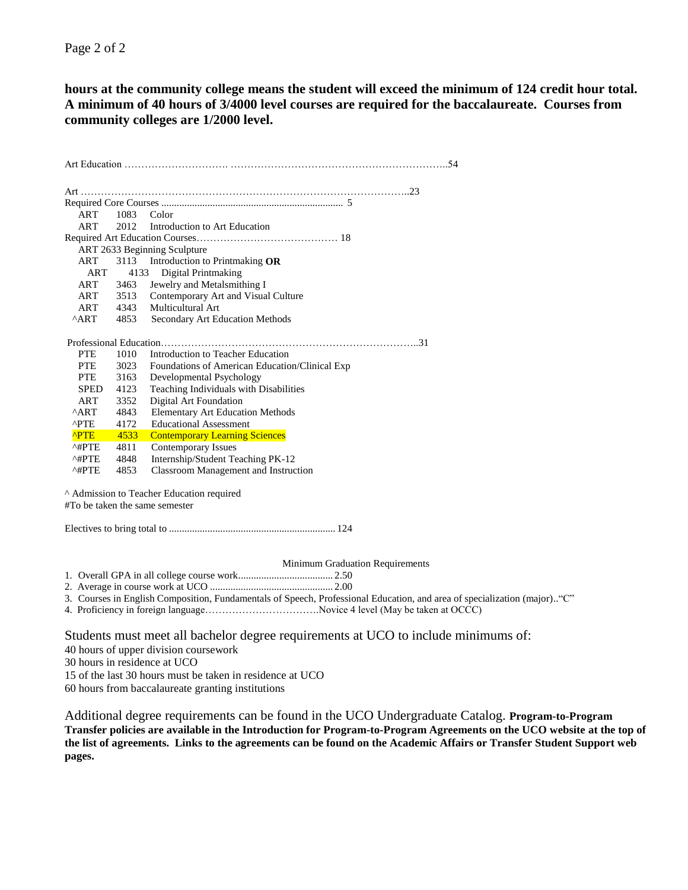**hours at the community college means the student will exceed the minimum of 124 credit hour total. A minimum of 40 hours of 3/4000 level courses are required for the baccalaureate. Courses from community colleges are 1/2000 level.**

Art Education …………………………. ………………………………………………………..54

Art ……………………………………………………………………………………..23

Required Core Courses ...................................................................... 5

| | | |
|---|---|---|
| ART | 1083 | Color |
| ART | 2012 | Introduction to Art Education |

Required Art Education Courses…………………………………… 18

| | | |
|---|---|---|
| ART | 2633 | Beginning Sculpture |
| ART | 3113 | Introduction to Printmaking **OR** |
| ART | 4133 | Digital Printmaking |
| ART | 3463 | Jewelry and Metalsmithing I |
| ART | 3513 | Contemporary Art and Visual Culture |
| ART | 4343 | Multicultural Art |
| ^ART | 4853 | Secondary Art Education Methods |

Professional Education…………………………………………………………………..31

| | | |
|---|---|---|
| PTE | 1010 | Introduction to Teacher Education |
| PTE | 3023 | Foundations of American Education/Clinical Exp |
| PTE | 3163 | Developmental Psychology |
| SPED | 4123 | Teaching Individuals with Disabilities |
| ART | 3352 | Digital Art Foundation |
| ^ART | 4843 | Elementary Art Education Methods |
| ^PTE | 4172 | Educational Assessment |
| ^PTE | 4533 | Contemporary Learning Sciences |
| ^#PTE | 4811 | Contemporary Issues |
| ^#PTE | 4848 | Internship/Student Teaching PK-12 |
| ^#PTE | 4853 | Classroom Management and Instruction |

^ Admission to Teacher Education required
#To be taken the same semester

Electives to bring total to ................................................................ 124

Minimum Graduation Requirements

1. Overall GPA in all college course work..................................... 2.50
2. Average in course work at UCO ................................................ 2.00
3. Courses in English Composition, Fundamentals of Speech, Professional Education, and area of specialization (major)..“C”
4. Proficiency in foreign language……………………………Novice 4 level (May be taken at OCCC)

Students must meet all bachelor degree requirements at UCO to include minimums of:
40 hours of upper division coursework
30 hours in residence at UCO
15 of the last 30 hours must be taken in residence at UCO
60 hours from baccalaureate granting institutions

Additional degree requirements can be found in the UCO Undergraduate Catalog. **Program-to-Program Transfer policies are available in the Introduction for Program-to-Program Agreements on the UCO website at the top of the list of agreements. Links to the agreements can be found on the Academic Affairs or Transfer Student Support web pages.**